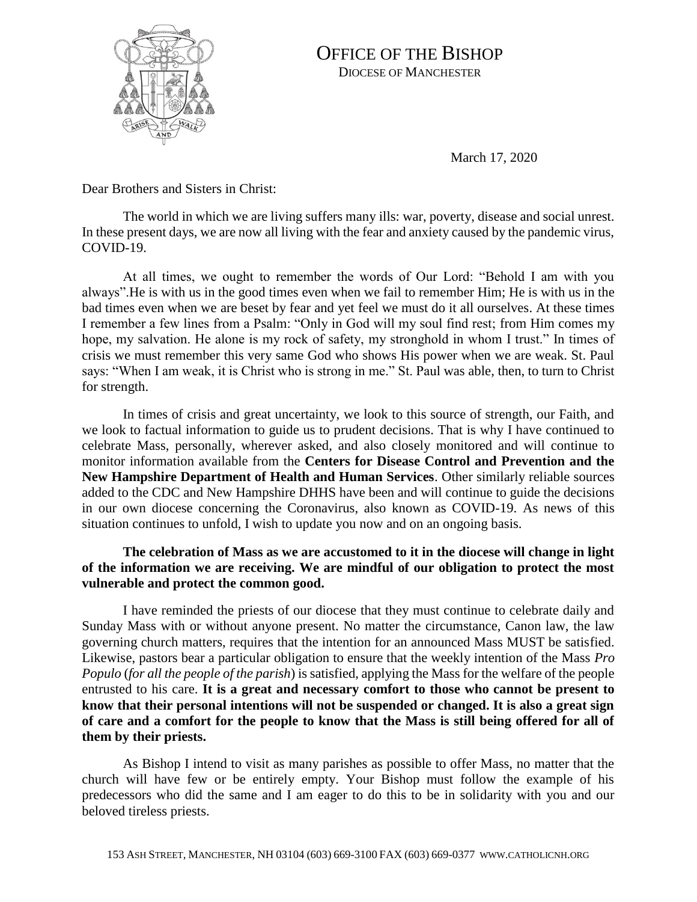# OFFICE OF THE BISHOP

DIOCESE OF MANCHESTER

March 17, 2020

Dear Brothers and Sisters in Christ:

The world in which we are living suffers many ills: war, poverty, disease and social unrest. In these present days, we are now all living with the fear and anxiety caused by the pandemic virus, COVID-19.

At all times, we ought to remember the words of Our Lord: "Behold I am with you always".He is with us in the good times even when we fail to remember Him; He is with us in the bad times even when we are beset by fear and yet feel we must do it all ourselves. At these times I remember a few lines from a Psalm: "Only in God will my soul find rest; from Him comes my hope, my salvation. He alone is my rock of safety, my stronghold in whom I trust." In times of crisis we must remember this very same God who shows His power when we are weak. St. Paul says: "When I am weak, it is Christ who is strong in me." St. Paul was able, then, to turn to Christ for strength.

In times of crisis and great uncertainty, we look to this source of strength, our Faith, and we look to factual information to guide us to prudent decisions. That is why I have continued to celebrate Mass, personally, wherever asked, and also closely monitored and will continue to monitor information available from the **Centers for Disease Control and Prevention and the New Hampshire Department of Health and Human Services**. Other similarly reliable sources added to the CDC and New Hampshire DHHS have been and will continue to guide the decisions in our own diocese concerning the Coronavirus, also known as COVID-19. As news of this situation continues to unfold, I wish to update you now and on an ongoing basis.

**The celebration of Mass as we are accustomed to it in the diocese will change in light of the information we are receiving. We are mindful of our obligation to protect the most vulnerable and protect the common good.**

I have reminded the priests of our diocese that they must continue to celebrate daily and Sunday Mass with or without anyone present. No matter the circumstance, Canon law, the law governing church matters, requires that the intention for an announced Mass MUST be satisfied. Likewise, pastors bear a particular obligation to ensure that the weekly intention of the Mass *Pro Populo* (*for all the people of the parish*) is satisfied, applying the Mass for the welfare of the people entrusted to his care. **It is a great and necessary comfort to those who cannot be present to know that their personal intentions will not be suspended or changed. It is also a great sign of care and a comfort for the people to know that the Mass is still being offered for all of them by their priests.**

As Bishop I intend to visit as many parishes as possible to offer Mass, no matter that the church will have few or be entirely empty. Your Bishop must follow the example of his predecessors who did the same and I am eager to do this to be in solidarity with you and our beloved tireless priests.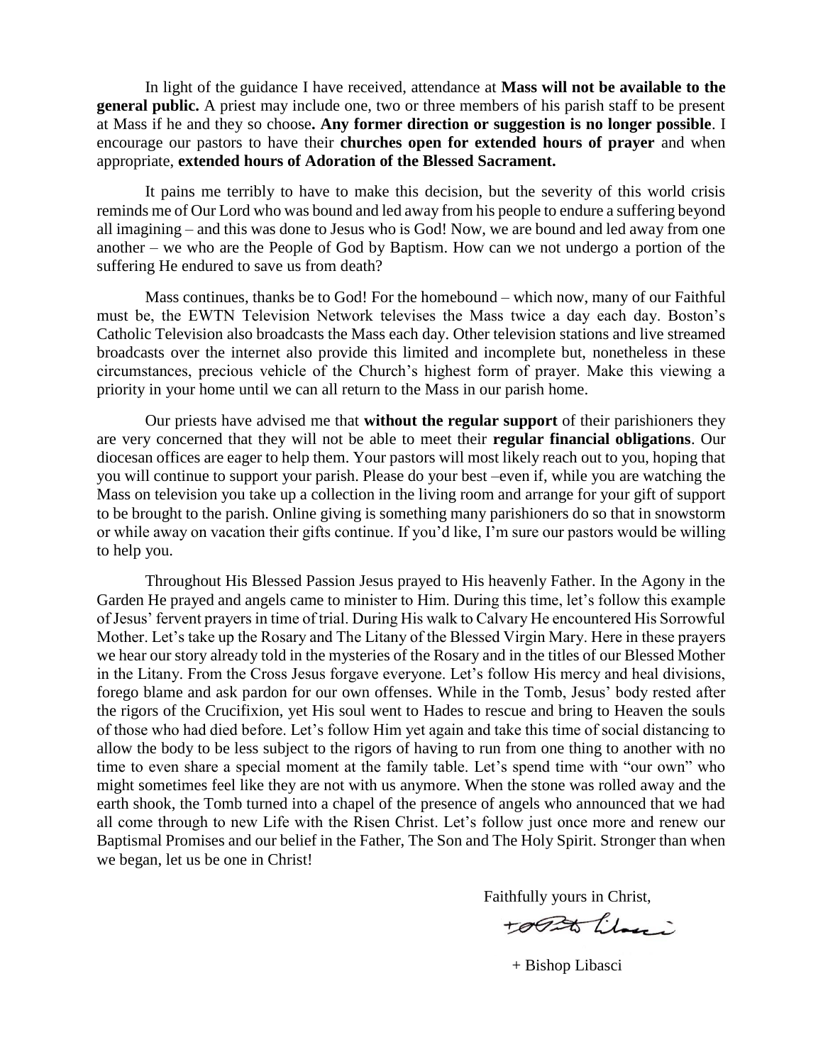In light of the guidance I have received, attendance at **Mass will not be available to the general public.** A priest may include one, two or three members of his parish staff to be present at Mass if he and they so choose**. Any former direction or suggestion is no longer possible**. I encourage our pastors to have their **churches open for extended hours of prayer** and when appropriate, **extended hours of Adoration of the Blessed Sacrament.**

It pains me terribly to have to make this decision, but the severity of this world crisis reminds me of Our Lord who was bound and led away from his people to endure a suffering beyond all imagining – and this was done to Jesus who is God! Now, we are bound and led away from one another – we who are the People of God by Baptism. How can we not undergo a portion of the suffering He endured to save us from death?

Mass continues, thanks be to God! For the homebound – which now, many of our Faithful must be, the EWTN Television Network televises the Mass twice a day each day. Boston's Catholic Television also broadcasts the Mass each day. Other television stations and live streamed broadcasts over the internet also provide this limited and incomplete but, nonetheless in these circumstances, precious vehicle of the Church's highest form of prayer. Make this viewing a priority in your home until we can all return to the Mass in our parish home.

Our priests have advised me that **without the regular support** of their parishioners they are very concerned that they will not be able to meet their **regular financial obligations**. Our diocesan offices are eager to help them. Your pastors will most likely reach out to you, hoping that you will continue to support your parish. Please do your best –even if, while you are watching the Mass on television you take up a collection in the living room and arrange for your gift of support to be brought to the parish. Online giving is something many parishioners do so that in snowstorm or while away on vacation their gifts continue. If you'd like, I'm sure our pastors would be willing to help you.

Throughout His Blessed Passion Jesus prayed to His heavenly Father. In the Agony in the Garden He prayed and angels came to minister to Him. During this time, let's follow this example of Jesus' fervent prayers in time of trial. During His walk to Calvary He encountered His Sorrowful Mother. Let's take up the Rosary and The Litany of the Blessed Virgin Mary. Here in these prayers we hear our story already told in the mysteries of the Rosary and in the titles of our Blessed Mother in the Litany. From the Cross Jesus forgave everyone. Let's follow His mercy and heal divisions, forego blame and ask pardon for our own offenses. While in the Tomb, Jesus' body rested after the rigors of the Crucifixion, yet His soul went to Hades to rescue and bring to Heaven the souls of those who had died before. Let's follow Him yet again and take this time of social distancing to allow the body to be less subject to the rigors of having to run from one thing to another with no time to even share a special moment at the family table. Let's spend time with "our own" who might sometimes feel like they are not with us anymore. When the stone was rolled away and the earth shook, the Tomb turned into a chapel of the presence of angels who announced that we had all come through to new Life with the Risen Christ. Let's follow just once more and renew our Baptismal Promises and our belief in the Father, The Son and The Holy Spirit. Stronger than when we began, let us be one in Christ!

Faithfully yours in Christ,

+ Bishop Libasci